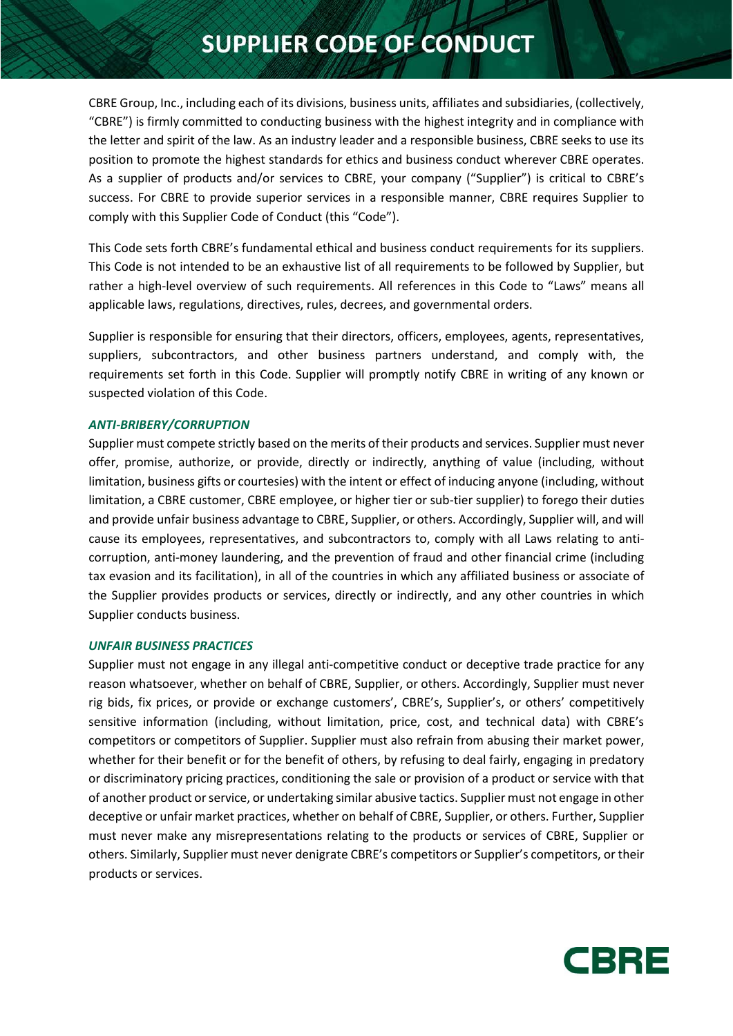# SUPPLIER CODE OF CONDUCT

CBRE Group, Inc., including each of its divisions, business units, affiliates and subsidiaries, (collectively, "CBRE") is firmly committed to conducting business with the highest integrity and in compliance with the letter and spirit of the law. As an industry leader and a responsible business, CBRE seeks to use its position to promote the highest standards for ethics and business conduct wherever CBRE operates. As a supplier of products and/or services to CBRE, your company ("Supplier") is critical to CBRE's success. For CBRE to provide superior services in a responsible manner, CBRE requires Supplier to comply with this Supplier Code of Conduct (this "Code").

This Code sets forth CBRE's fundamental ethical and business conduct requirements for its suppliers. This Code is not intended to be an exhaustive list of all requirements to be followed by Supplier, but rather a high-level overview of such requirements. All references in this Code to "Laws" means all applicable laws, regulations, directives, rules, decrees, and governmental orders.

Supplier is responsible for ensuring that their directors, officers, employees, agents, representatives, suppliers, subcontractors, and other business partners understand, and comply with, the requirements set forth in this Code. Supplier will promptly notify CBRE in writing of any known or suspected violation of this Code.

### *ANTI-BRIBERY/CORRUPTION*

Supplier must compete strictly based on the merits of their products and services. Supplier must never offer, promise, authorize, or provide, directly or indirectly, anything of value (including, without limitation, business gifts or courtesies) with the intent or effect of inducing anyone (including, without limitation, a CBRE customer, CBRE employee, or higher tier or sub-tier supplier) to forego their duties and provide unfair business advantage to CBRE, Supplier, or others. Accordingly, Supplier will, and will cause its employees, representatives, and subcontractors to, comply with all Laws relating to anti-corruption, anti-money laundering, and the prevention of fraud and other financial crime (including tax evasion and its facilitation), in all of the countries in which any affiliated business or associate of the Supplier provides products or services, directly or indirectly, and any other countries in which Supplier conducts business.

### *UNFAIR BUSINESS PRACTICES*

Supplier must not engage in any illegal anti-competitive conduct or deceptive trade practice for any reason whatsoever, whether on behalf of CBRE, Supplier, or others. Accordingly, Supplier must never rig bids, fix prices, or provide or exchange customers', CBRE's, Supplier's, or others' competitively sensitive information (including, without limitation, price, cost, and technical data) with CBRE's competitors or competitors of Supplier. Supplier must also refrain from abusing their market power, whether for their benefit or for the benefit of others, by refusing to deal fairly, engaging in predatory or discriminatory pricing practices, conditioning the sale or provision of a product or service with that of another product or service, or undertaking similar abusive tactics. Supplier must not engage in other deceptive or unfair market practices, whether on behalf of CBRE, Supplier, or others. Further, Supplier must never make any misrepresentations relating to the products or services of CBRE, Supplier or others. Similarly, Supplier must never denigrate CBRE's competitors or Supplier's competitors, or their products or services.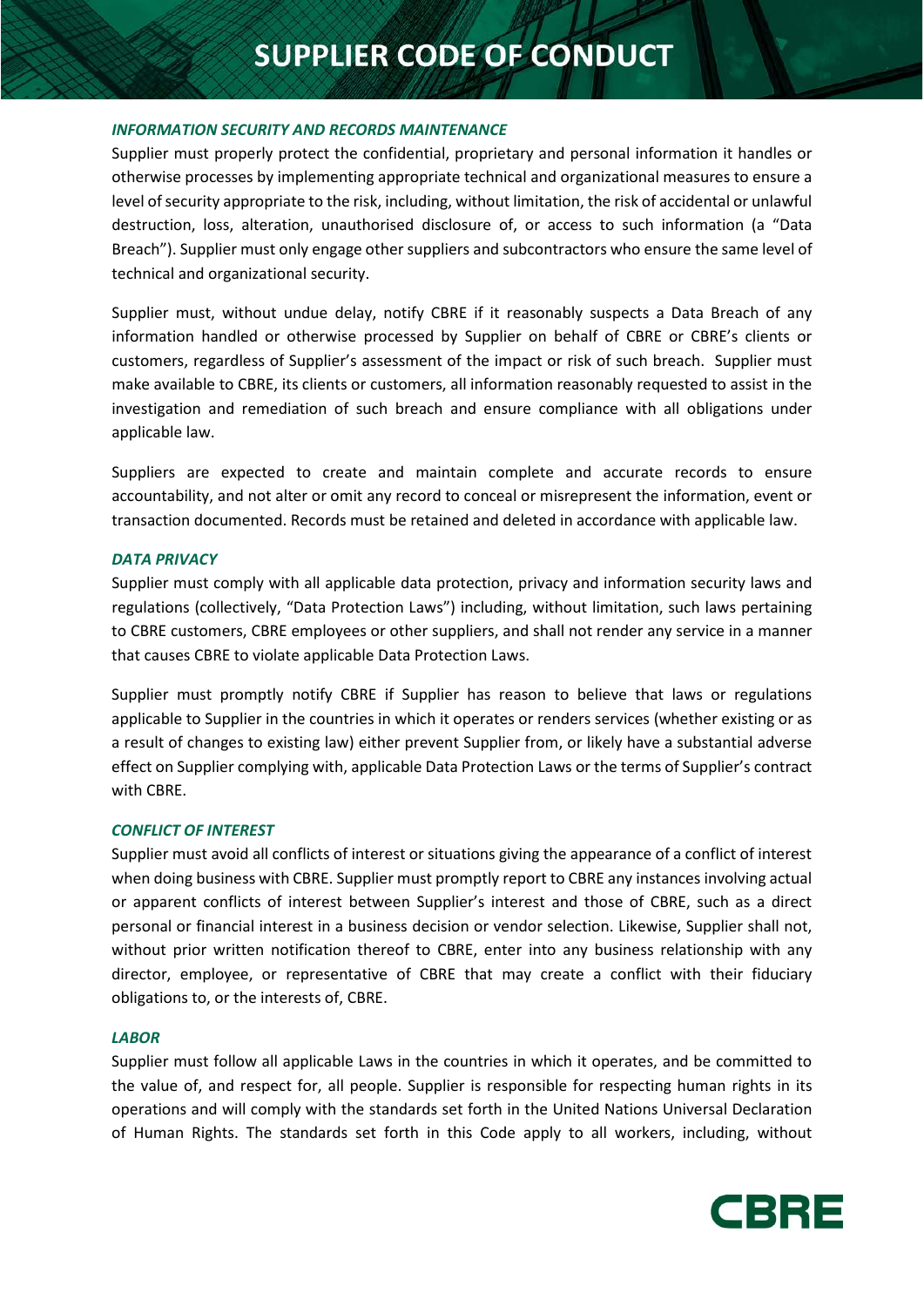### *INFORMATION SECURITY AND RECORDS MAINTENANCE*

Supplier must properly protect the confidential, proprietary and personal information it handles or otherwise processes by implementing appropriate technical and organizational measures to ensure a level of security appropriate to the risk, including, without limitation, the risk of accidental or unlawful destruction, loss, alteration, unauthorised disclosure of, or access to such information (a "Data Breach"). Supplier must only engage other suppliers and subcontractors who ensure the same level of technical and organizational security.

Supplier must, without undue delay, notify CBRE if it reasonably suspects a Data Breach of any information handled or otherwise processed by Supplier on behalf of CBRE or CBRE's clients or customers, regardless of Supplier's assessment of the impact or risk of such breach. Supplier must make available to CBRE, its clients or customers, all information reasonably requested to assist in the investigation and remediation of such breach and ensure compliance with all obligations under applicable law.

Suppliers are expected to create and maintain complete and accurate records to ensure accountability, and not alter or omit any record to conceal or misrepresent the information, event or transaction documented. Records must be retained and deleted in accordance with applicable law.

### *DATA PRIVACY*

Supplier must comply with all applicable data protection, privacy and information security laws and regulations (collectively, "Data Protection Laws") including, without limitation, such laws pertaining to CBRE customers, CBRE employees or other suppliers, and shall not render any service in a manner that causes CBRE to violate applicable Data Protection Laws.

Supplier must promptly notify CBRE if Supplier has reason to believe that laws or regulations applicable to Supplier in the countries in which it operates or renders services (whether existing or as a result of changes to existing law) either prevent Supplier from, or likely have a substantial adverse effect on Supplier complying with, applicable Data Protection Laws or the terms of Supplier's contract with CBRE.

### *CONFLICT OF INTEREST*

Supplier must avoid all conflicts of interest or situations giving the appearance of a conflict of interest when doing business with CBRE. Supplier must promptly report to CBRE any instances involving actual or apparent conflicts of interest between Supplier's interest and those of CBRE, such as a direct personal or financial interest in a business decision or vendor selection. Likewise, Supplier shall not, without prior written notification thereof to CBRE, enter into any business relationship with any director, employee, or representative of CBRE that may create a conflict with their fiduciary obligations to, or the interests of, CBRE.

### *LABOR*

Supplier must follow all applicable Laws in the countries in which it operates, and be committed to the value of, and respect for, all people. Supplier is responsible for respecting human rights in its operations and will comply with the standards set forth in the United Nations Universal Declaration of Human Rights. The standards set forth in this Code apply to all workers, including, without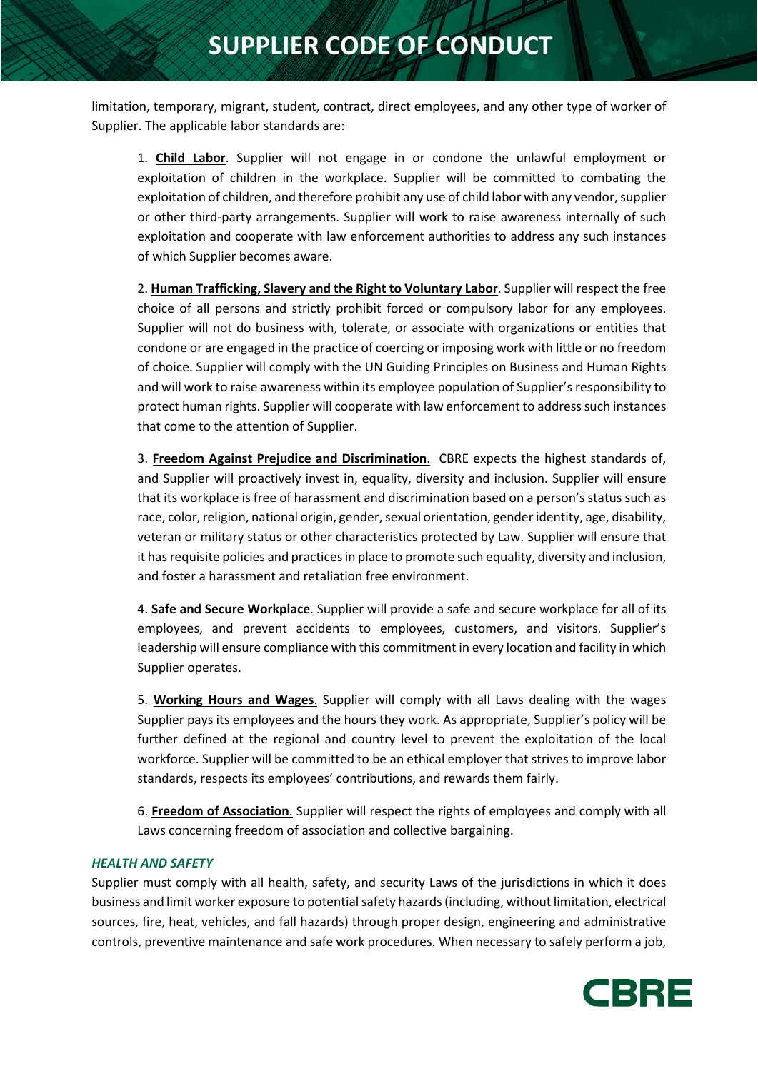limitation, temporary, migrant, student, contract, direct employees, and any other type of worker of Supplier. The applicable labor standards are:

1. **Child Labor**. Supplier will not engage in or condone the unlawful employment or exploitation of children in the workplace. Supplier will be committed to combating the exploitation of children, and therefore prohibit any use of child labor with any vendor, supplier or other third-party arrangements. Supplier will work to raise awareness internally of such exploitation and cooperate with law enforcement authorities to address any such instances of which Supplier becomes aware.

2. **Human Trafficking, Slavery and the Right to Voluntary Labor**. Supplier will respect the free choice of all persons and strictly prohibit forced or compulsory labor for any employees. Supplier will not do business with, tolerate, or associate with organizations or entities that condone or are engaged in the practice of coercing or imposing work with little or no freedom of choice. Supplier will comply with the UN Guiding Principles on Business and Human Rights and will work to raise awareness within its employee population of Supplier's responsibility to protect human rights. Supplier will cooperate with law enforcement to address such instances that come to the attention of Supplier.

3. **Freedom Against Prejudice and Discrimination**. CBRE expects the highest standards of, and Supplier will proactively invest in, equality, diversity and inclusion. Supplier will ensure that its workplace is free of harassment and discrimination based on a person's status such as race, color, religion, national origin, gender, sexual orientation, gender identity, age, disability, veteran or military status or other characteristics protected by Law. Supplier will ensure that it has requisite policies and practices in place to promote such equality, diversity and inclusion, and foster a harassment and retaliation free environment.

4. **Safe and Secure Workplace**. Supplier will provide a safe and secure workplace for all of its employees, and prevent accidents to employees, customers, and visitors. Supplier's leadership will ensure compliance with this commitment in every location and facility in which Supplier operates.

5. **Working Hours and Wages**. Supplier will comply with all Laws dealing with the wages Supplier pays its employees and the hours they work. As appropriate, Supplier's policy will be further defined at the regional and country level to prevent the exploitation of the local workforce. Supplier will be committed to be an ethical employer that strives to improve labor standards, respects its employees' contributions, and rewards them fairly.

6. **Freedom of Association**. Supplier will respect the rights of employees and comply with all Laws concerning freedom of association and collective bargaining.

***HEALTH AND SAFETY***

Supplier must comply with all health, safety, and security Laws of the jurisdictions in which it does business and limit worker exposure to potential safety hazards (including, without limitation, electrical sources, fire, heat, vehicles, and fall hazards) through proper design, engineering and administrative controls, preventive maintenance and safe work procedures. When necessary to safely perform a job,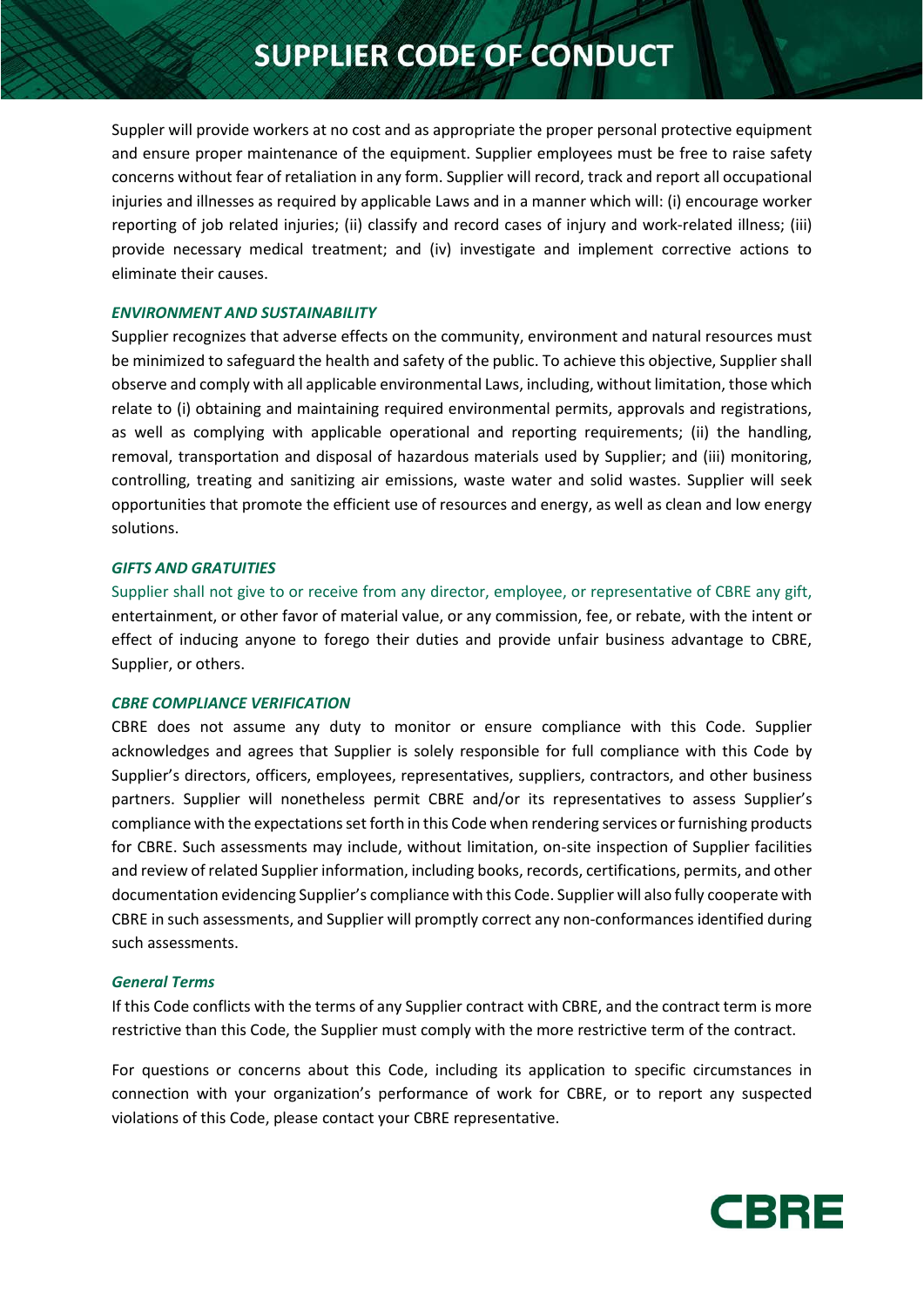Suppler will provide workers at no cost and as appropriate the proper personal protective equipment and ensure proper maintenance of the equipment. Supplier employees must be free to raise safety concerns without fear of retaliation in any form. Supplier will record, track and report all occupational injuries and illnesses as required by applicable Laws and in a manner which will: (i) encourage worker reporting of job related injuries; (ii) classify and record cases of injury and work-related illness; (iii) provide necessary medical treatment; and (iv) investigate and implement corrective actions to eliminate their causes.

### *ENVIRONMENT AND SUSTAINABILITY*

Supplier recognizes that adverse effects on the community, environment and natural resources must be minimized to safeguard the health and safety of the public. To achieve this objective, Supplier shall observe and comply with all applicable environmental Laws, including, without limitation, those which relate to (i) obtaining and maintaining required environmental permits, approvals and registrations, as well as complying with applicable operational and reporting requirements; (ii) the handling, removal, transportation and disposal of hazardous materials used by Supplier; and (iii) monitoring, controlling, treating and sanitizing air emissions, waste water and solid wastes. Supplier will seek opportunities that promote the efficient use of resources and energy, as well as clean and low energy solutions.

### *GIFTS AND GRATUITIES*

Supplier shall not give to or receive from any director, employee, or representative of CBRE any gift, entertainment, or other favor of material value, or any commission, fee, or rebate, with the intent or effect of inducing anyone to forego their duties and provide unfair business advantage to CBRE, Supplier, or others.

### *CBRE COMPLIANCE VERIFICATION*

CBRE does not assume any duty to monitor or ensure compliance with this Code. Supplier acknowledges and agrees that Supplier is solely responsible for full compliance with this Code by Supplier's directors, officers, employees, representatives, suppliers, contractors, and other business partners. Supplier will nonetheless permit CBRE and/or its representatives to assess Supplier's compliance with the expectations set forth in this Code when rendering services or furnishing products for CBRE. Such assessments may include, without limitation, on-site inspection of Supplier facilities and review of related Supplier information, including books, records, certifications, permits, and other documentation evidencing Supplier's compliance with this Code. Supplier will also fully cooperate with CBRE in such assessments, and Supplier will promptly correct any non-conformances identified during such assessments.

### *General Terms*

If this Code conflicts with the terms of any Supplier contract with CBRE, and the contract term is more restrictive than this Code, the Supplier must comply with the more restrictive term of the contract.

For questions or concerns about this Code, including its application to specific circumstances in connection with your organization's performance of work for CBRE, or to report any suspected violations of this Code, please contact your CBRE representative.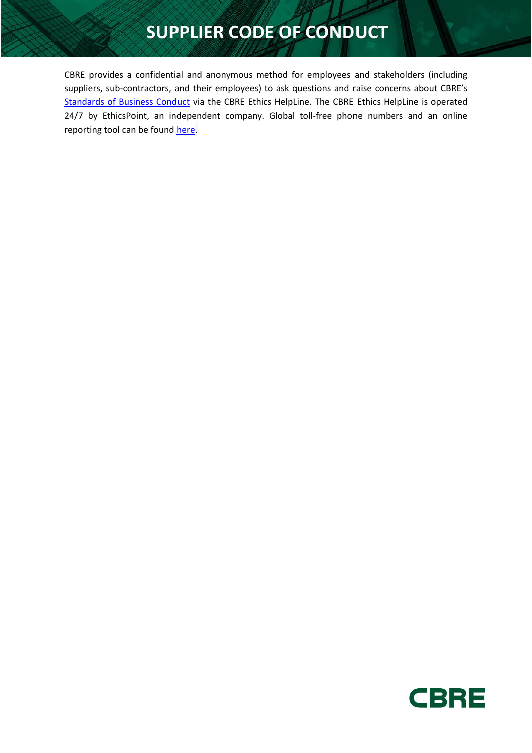CBRE provides a confidential and anonymous method for employees and stakeholders (including suppliers, sub-contractors, and their employees) to ask questions and raise concerns about CBRE's Standards of Business Conduct via the CBRE Ethics HelpLine. The CBRE Ethics HelpLine is operated 24/7 by EthicsPoint, an independent company. Global toll-free phone numbers and an online reporting tool can be found here.